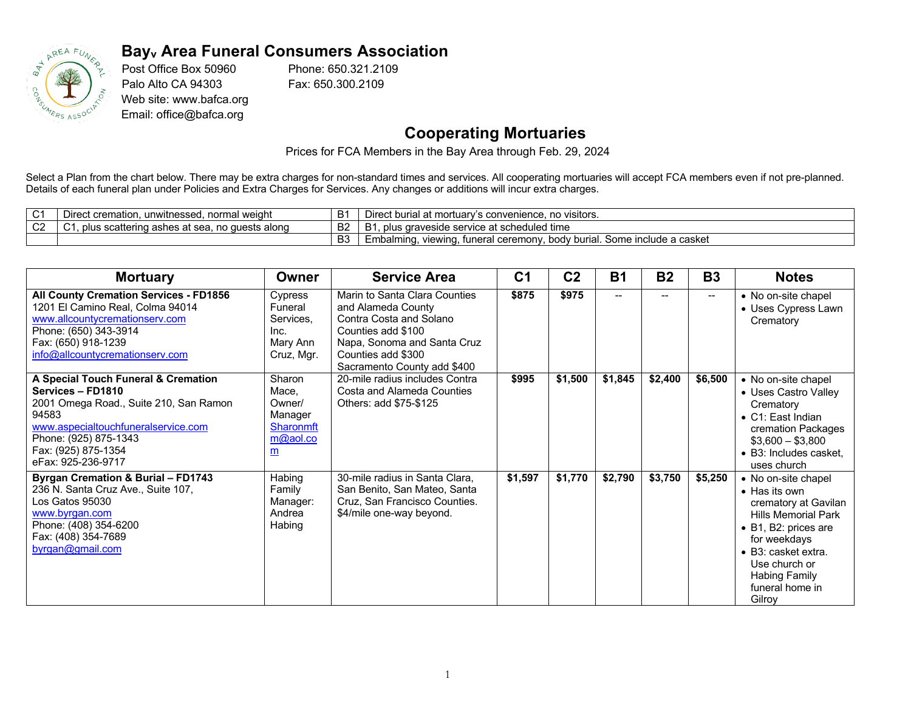# Bay Area Funeral Consumers Association

Post Office Box 50960
Palo Alto CA 94303
Web site: www.bafca.org
Email: office@bafca.org

Phone: 650.321.2109
Fax: 650.300.2109

## Cooperating Mortuaries

Prices for FCA Members in the Bay Area through Feb. 29, 2024

Select a Plan from the chart below. There may be extra charges for non-standard times and services. All cooperating mortuaries will accept FCA members even if not pre-planned. Details of each funeral plan under Policies and Extra Charges for Services. Any changes or additions will incur extra charges.

| | | | |
|---|---|---|---|
| C1 | Direct cremation, unwitnessed, normal weight | B1 | Direct burial at mortuary's convenience, no visitors. |
| C2 | C1, plus scattering ashes at sea, no guests along | B2 | B1, plus graveside service at scheduled time |
| | | B3 | Embalming, viewing, funeral ceremony, body burial. Some include a casket |

| Mortuary | Owner | Service Area | C1 | C2 | B1 | B2 | B3 | Notes |
|---|---|---|---|---|---|---|---|---|
| **All County Cremation Services - FD1856**<br>1201 El Camino Real, Colma 94014<br>www.allcountycremationserv.com<br>Phone: (650) 343-3914<br>Fax: (650) 918-1239<br>info@allcountycremationserv.com | Cypress Funeral Services, Inc.<br>Mary Ann Cruz, Mgr. | Marin to Santa Clara Counties and Alameda County<br>Contra Costa and Solano Counties add $100<br>Napa, Sonoma and Santa Cruz Counties add $300<br>Sacramento County add $400 | **$875** | **$975** | -- | -- | -- | • No on-site chapel<br>• Uses Cypress Lawn Crematory |
| **A Special Touch Funeral & Cremation Services – FD1810**<br>2001 Omega Road., Suite 210, San Ramon 94583<br>www.aspecialtouchfuneralservice.com<br>Phone: (925) 875-1343<br>Fax: (925) 875-1354<br>eFax: 925-236-9717 | Sharon Mace, Owner/ Manager<br>Sharonmftm@aol.com | 20-mile radius includes Contra Costa and Alameda Counties<br>Others: add $75-$125 | **$995** | **$1,500** | **$1,845** | **$2,400** | **$6,500** | • No on-site chapel<br>• Uses Castro Valley Crematory<br>• C1: East Indian cremation Packages $3,600 – $3,800<br>• B3: Includes casket, uses church |
| **Byrgan Cremation & Burial – FD1743**<br>236 N. Santa Cruz Ave., Suite 107, Los Gatos 95030<br>www.byrgan.com<br>Phone: (408) 354-6200<br>Fax: (408) 354-7689<br>byrgan@gmail.com | Habing Family<br>Manager: Andrea Habing | 30-mile radius in Santa Clara, San Benito, San Mateo, Santa Cruz, San Francisco Counties.<br>$4/mile one-way beyond. | **$1,597** | **$1,770** | **$2,790** | **$3,750** | **$5,250** | • No on-site chapel<br>• Has its own crematory at Gavilan Hills Memorial Park<br>• B1, B2: prices are for weekdays<br>• B3: casket extra. Use church or Habing Family funeral home in Gilroy |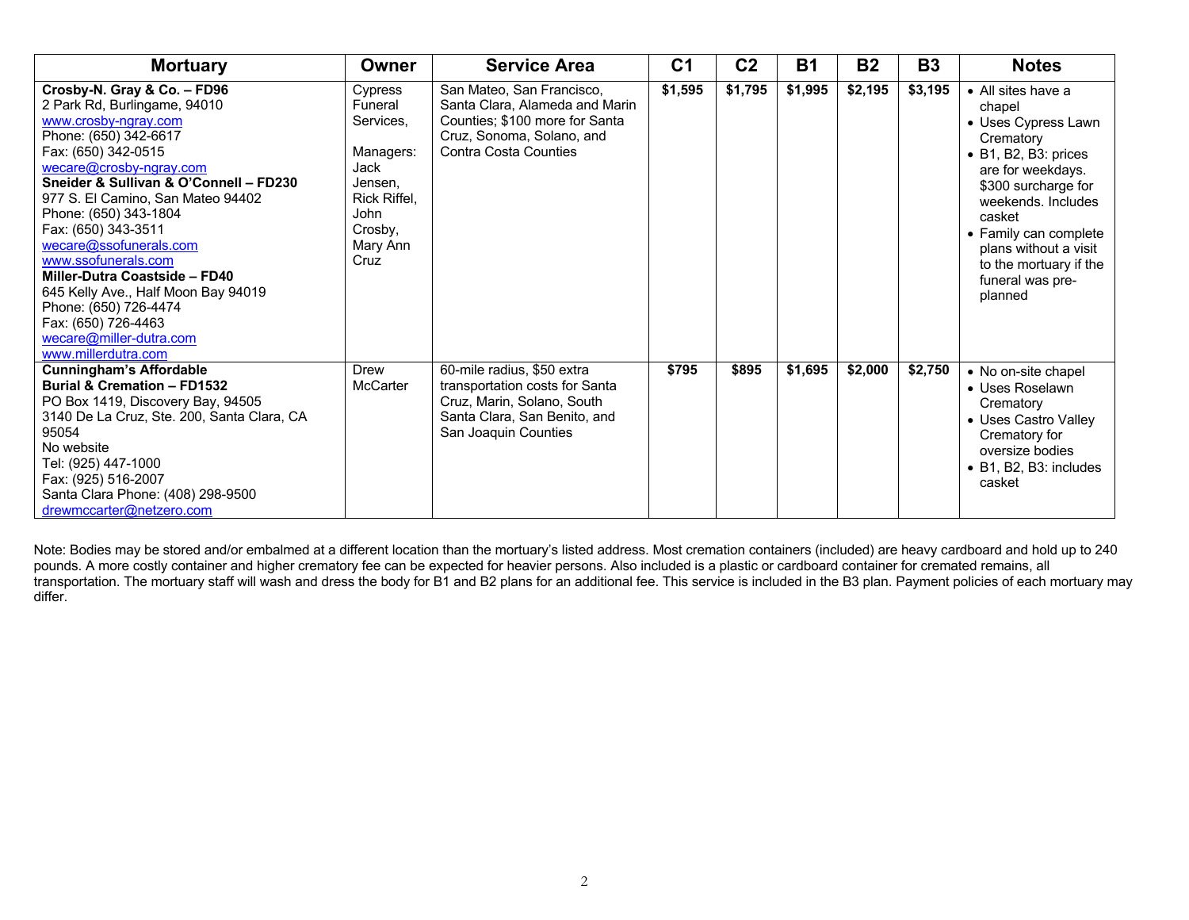| Mortuary | Owner | Service Area | C1 | C2 | B1 | B2 | B3 | Notes |
|---|---|---|---|---|---|---|---|---|
| **Crosby-N. Gray & Co. – FD96**<br>2 Park Rd, Burlingame, 94010<br>www.crosby-ngray.com<br>Phone: (650) 342-6617<br>Fax: (650) 342-0515<br>wecare@crosby-ngray.com<br>**Sneider & Sullivan & O'Connell – FD230**<br>977 S. El Camino, San Mateo 94402<br>Phone: (650) 343-1804<br>Fax: (650) 343-3511<br>wecare@ssofunerals.com<br>www.ssofunerals.com<br>**Miller-Dutra Coastside – FD40**<br>645 Kelly Ave., Half Moon Bay 94019<br>Phone: (650) 726-4474<br>Fax: (650) 726-4463<br>wecare@miller-dutra.com<br>www.millerdutra.com | Cypress Funeral Services,<br><br>Managers: Jack Jensen, Rick Riffel, John Crosby, Mary Ann Cruz | San Mateo, San Francisco, Santa Clara, Alameda and Marin Counties; $100 more for Santa Cruz, Sonoma, Solano, and Contra Costa Counties | **$1,595** | **$1,795** | **$1,995** | **$2,195** | **$3,195** | • All sites have a chapel<br>• Uses Cypress Lawn Crematory<br>• B1, B2, B3: prices are for weekdays. $300 surcharge for weekends. Includes casket<br>• Family can complete plans without a visit to the mortuary if the funeral was pre-planned |
| **Cunningham's Affordable Burial & Cremation – FD1532**<br>PO Box 1419, Discovery Bay, 94505<br>3140 De La Cruz, Ste. 200, Santa Clara, CA 95054<br>No website<br>Tel: (925) 447-1000<br>Fax: (925) 516-2007<br>Santa Clara Phone: (408) 298-9500<br>drewmccarter@netzero.com | Drew McCarter | 60-mile radius, $50 extra transportation costs for Santa Cruz, Marin, Solano, South Santa Clara, San Benito, and San Joaquin Counties | **$795** | **$895** | **$1,695** | **$2,000** | **$2,750** | • No on-site chapel<br>• Uses Roselawn Crematory<br>• Uses Castro Valley Crematory for oversize bodies<br>• B1, B2, B3: includes casket |

Note: Bodies may be stored and/or embalmed at a different location than the mortuary's listed address. Most cremation containers (included) are heavy cardboard and hold up to 240 pounds. A more costly container and higher crematory fee can be expected for heavier persons. Also included is a plastic or cardboard container for cremated remains, all transportation. The mortuary staff will wash and dress the body for B1 and B2 plans for an additional fee. This service is included in the B3 plan. Payment policies of each mortuary may differ.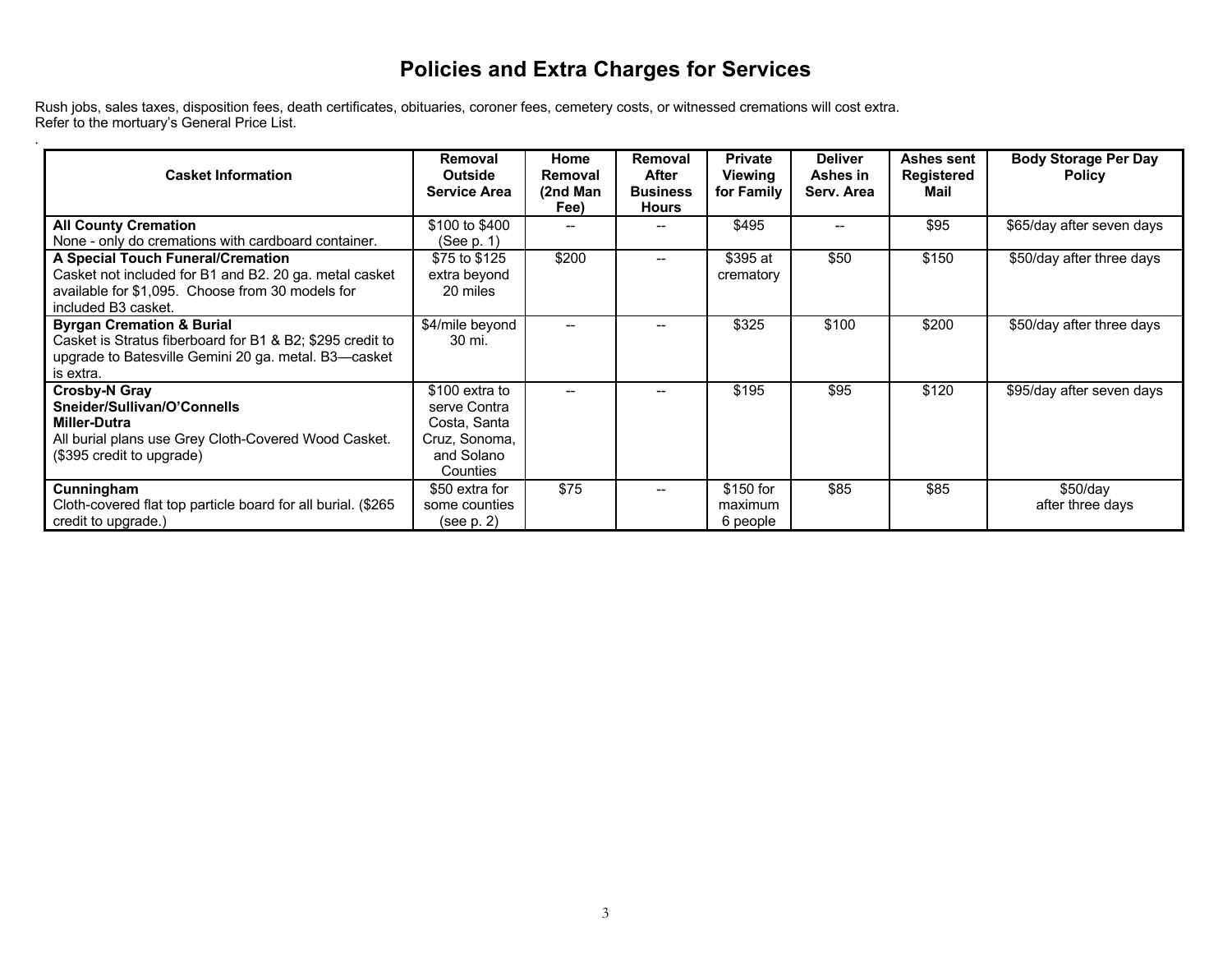# Policies and Extra Charges for Services

Rush jobs, sales taxes, disposition fees, death certificates, obituaries, coroner fees, cemetery costs, or witnessed cremations will cost extra.
Refer to the mortuary's General Price List.

| Casket Information | Removal Outside Service Area | Home Removal (2nd Man Fee) | Removal After Business Hours | Private Viewing for Family | Deliver Ashes in Serv. Area | Ashes sent Registered Mail | Body Storage Per Day Policy |
|---|---|---|---|---|---|---|---|
| **All County Cremation**<br>None - only do cremations with cardboard container. | $100 to $400 (See p. 1) | -- | -- | $495 | -- | $95 | $65/day after seven days |
| **A Special Touch Funeral/Cremation**<br>Casket not included for B1 and B2. 20 ga. metal casket available for $1,095. Choose from 30 models for included B3 casket. | $75 to $125 extra beyond 20 miles | $200 | -- | $395 at crematory | $50 | $150 | $50/day after three days |
| **Byrgan Cremation & Burial**<br>Casket is Stratus fiberboard for B1 & B2; $295 credit to upgrade to Batesville Gemini 20 ga. metal. B3—casket is extra. | $4/mile beyond 30 mi. | -- | -- | $325 | $100 | $200 | $50/day after three days |
| **Crosby-N Gray**<br>**Sneider/Sullivan/O'Connells**<br>**Miller-Dutra**<br>All burial plans use Grey Cloth-Covered Wood Casket. ($395 credit to upgrade) | $100 extra to serve Contra Costa, Santa Cruz, Sonoma, and Solano Counties | -- | -- | $195 | $95 | $120 | $95/day after seven days |
| **Cunningham**<br>Cloth-covered flat top particle board for all burial. ($265 credit to upgrade.) | $50 extra for some counties (see p. 2) | $75 | -- | $150 for maximum 6 people | $85 | $85 | $50/day after three days |